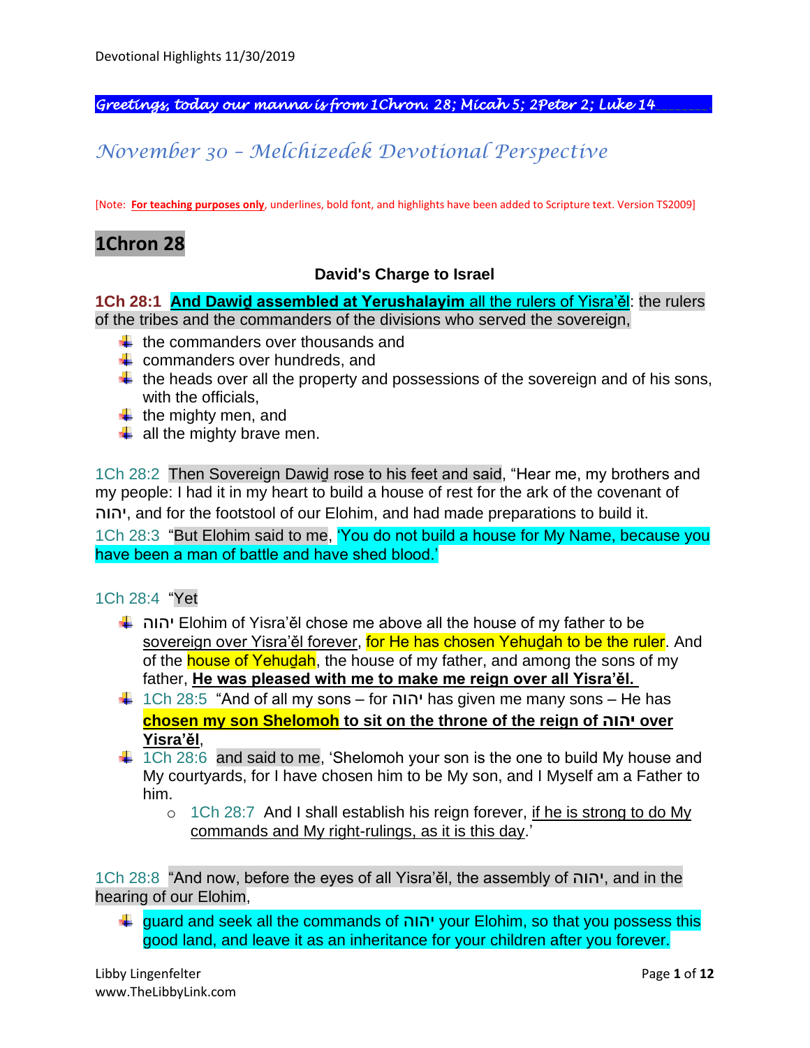*Greetings, today our manna is from 1Chron. 28; Micah 5; 2Peter 2; Luke 14*

# *November 30 – Melchizedek Devotional Perspective*

[Note: **For teaching purposes only**, underlines, bold font, and highlights have been added to Scripture text. Version TS2009]

## 1Chron 28

### David's Charge to Israel

**1Ch 28:1** **And Dawiḏ assembled at Yerushalayim** all the rulers of Yisra'ěl: the rulers of the tribes and the commanders of the divisions who served the sovereign,

- the commanders over thousands and
- commanders over hundreds, and
- the heads over all the property and possessions of the sovereign and of his sons, with the officials,
- the mighty men, and
- all the mighty brave men.

1Ch 28:2 Then Sovereign Dawiḏ rose to his feet and said, "Hear me, my brothers and my people: I had it in my heart to build a house of rest for the ark of the covenant of יהוה, and for the footstool of our Elohim, and had made preparations to build it.

1Ch 28:3 "But Elohim said to me, 'You do not build a house for My Name, because you have been a man of battle and have shed blood.'

1Ch 28:4 "Yet

- יהוה Elohim of Yisra'ěl chose me above all the house of my father to be sovereign over Yisra'ěl forever, for He has chosen Yehuḏah to be the ruler. And of the house of Yehuḏah, the house of my father, and among the sons of my father, **He was pleased with me to make me reign over all Yisra'ěl.**
- 1Ch 28:5 "And of all my sons – for יהוה has given me many sons – He has **chosen my son Shelomoh to sit on the throne of the reign of יהוה over Yisra'ěl**,
- 1Ch 28:6 and said to me, 'Shelomoh your son is the one to build My house and My courtyards, for I have chosen him to be My son, and I Myself am a Father to him.
    - 1Ch 28:7 And I shall establish his reign forever, if he is strong to do My commands and My right-rulings, as it is this day.'

1Ch 28:8 "And now, before the eyes of all Yisra'ěl, the assembly of יהוה, and in the hearing of our Elohim,

- guard and seek all the commands of יהוה your Elohim, so that you possess this good land, and leave it as an inheritance for your children after you forever.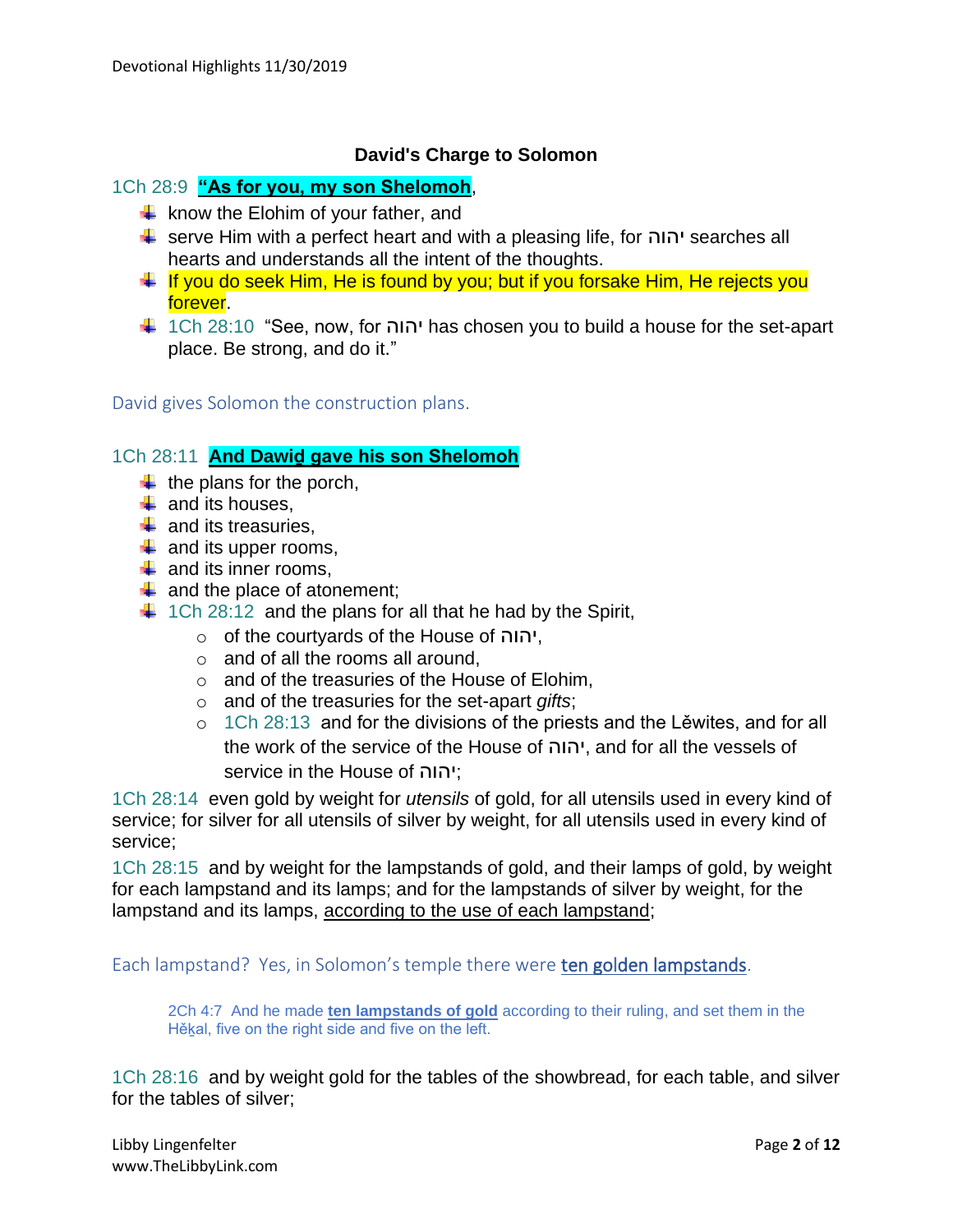## David's Charge to Solomon

1Ch 28:9 **"As for you, my son Shelomoh**,

- know the Elohim of your father, and
- serve Him with a perfect heart and with a pleasing life, for יהוה searches all hearts and understands all the intent of the thoughts.
- If you do seek Him, He is found by you; but if you forsake Him, He rejects you forever.
- 1Ch 28:10 "See, now, for יהוה has chosen you to build a house for the set-apart place. Be strong, and do it."

David gives Solomon the construction plans.

1Ch 28:11 **And Dawiḏ gave his son Shelomoh**

- the plans for the porch,
- and its houses,
- and its treasuries,
- and its upper rooms,
- and its inner rooms,
- and the place of atonement;
- 1Ch 28:12 and the plans for all that he had by the Spirit,
  - of the courtyards of the House of יהוה,
  - and of all the rooms all around,
  - and of the treasuries of the House of Elohim,
  - and of the treasuries for the set-apart *gifts*;
  - 1Ch 28:13 and for the divisions of the priests and the Lěwites, and for all the work of the service of the House of יהוה, and for all the vessels of service in the House of יהוה;

1Ch 28:14 even gold by weight for *utensils* of gold, for all utensils used in every kind of service; for silver for all utensils of silver by weight, for all utensils used in every kind of service;

1Ch 28:15 and by weight for the lampstands of gold, and their lamps of gold, by weight for each lampstand and its lamps; and for the lampstands of silver by weight, for the lampstand and its lamps, according to the use of each lampstand;

Each lampstand? Yes, in Solomon's temple there were ten golden lampstands.

> 2Ch 4:7 And he made **ten lampstands of gold** according to their ruling, and set them in the Hěḵal, five on the right side and five on the left.

1Ch 28:16 and by weight gold for the tables of the showbread, for each table, and silver for the tables of silver;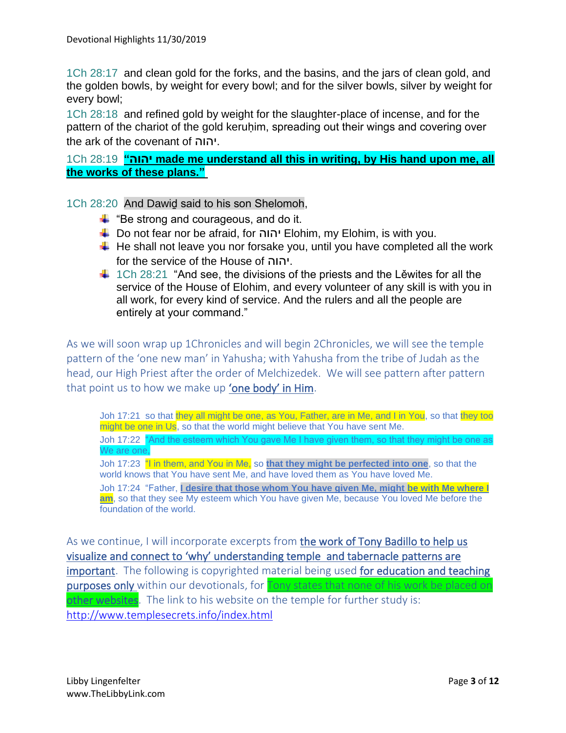1Ch 28:17  and clean gold for the forks, and the basins, and the jars of clean gold, and the golden bowls, by weight for every bowl; and for the silver bowls, silver by weight for every bowl;

1Ch 28:18  and refined gold by weight for the slaughter-place of incense, and for the pattern of the chariot of the gold keruḥim, spreading out their wings and covering over the ark of the covenant of יהוה.

1Ch 28:19  **“יהוה made me understand all this in writing, by His hand upon me, all the works of these plans.”**

1Ch 28:20  And Dawiḏ said to his son Shelomoh,

- “Be strong and courageous, and do it.
- Do not fear nor be afraid, for יהוה Elohim, my Elohim, is with you.
- He shall not leave you nor forsake you, until you have completed all the work for the service of the House of יהוה.
- 1Ch 28:21  “And see, the divisions of the priests and the Lěwites for all the service of the House of Elohim, and every volunteer of any skill is with you in all work, for every kind of service. And the rulers and all the people are entirely at your command.”

As we will soon wrap up 1Chronicles and will begin 2Chronicles, we will see the temple pattern of the ‘one new man’ in Yahusha; with Yahusha from the tribe of Judah as the head, our High Priest after the order of Melchizedek. We will see pattern after pattern that point us to how we make up **‘one body’ in Him**.

> Joh 17:21  so that they all might be one, as You, Father, are in Me, and I in You, so that they too might be one in Us, so that the world might believe that You have sent Me.
>
> Joh 17:22  “And the esteem which You gave Me I have given them, so that they might be one as We are one,
>
> Joh 17:23  “I in them, and You in Me, so **that they might be perfected into one**, so that the world knows that You have sent Me, and have loved them as You have loved Me.
>
> Joh 17:24  “Father, **I desire that those whom You have given Me, might be with Me where I am**, so that they see My esteem which You have given Me, because You loved Me before the foundation of the world.

As we continue, I will incorporate excerpts from the work of Tony Badillo to help us visualize and connect to ‘why’ understanding temple and tabernacle patterns are important. The following is copyrighted material being used for education and teaching purposes only within our devotionals, for Tony states that none of his work be placed on other websites. The link to his website on the temple for further study is: http://www.templesecrets.info/index.html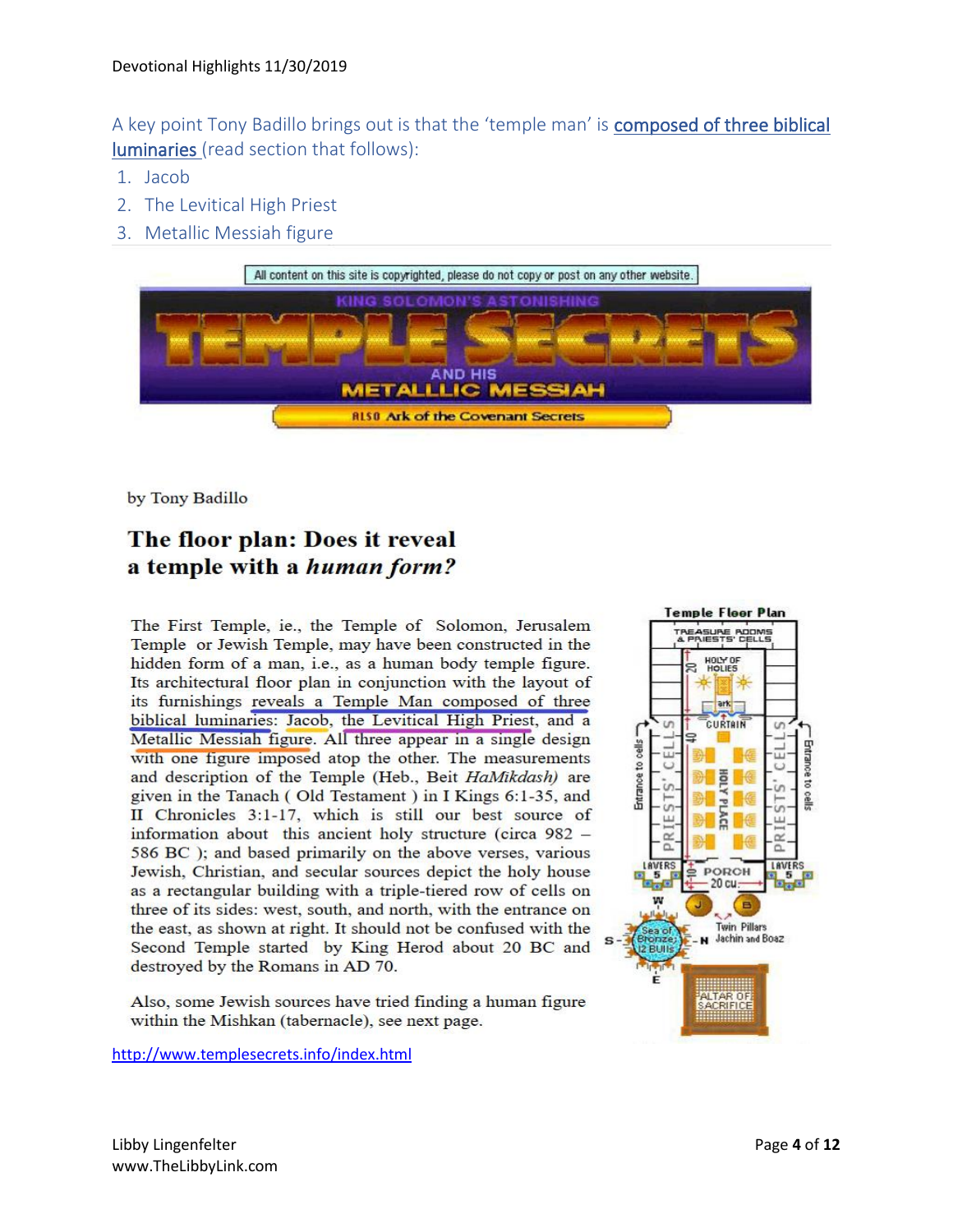A key point Tony Badillo brings out is that the 'temple man' is composed of three biblical luminaries (read section that follows):

1. Jacob
2. The Levitical High Priest
3. Metallic Messiah figure

All content on this site is copyrighted, please do not copy or post on any other website.

KING SOLOMON'S ASTONISHING

# TEMPLE SECRETS

AND HIS

METALLLIC MESSIAH

ALSO Ark of the Covenant Secrets

by Tony Badillo

## The floor plan: Does it reveal a temple with a *human form?*

The First Temple, ie., the Temple of Solomon, Jerusalem Temple or Jewish Temple, may have been constructed in the hidden form of a man, i.e., as a human body temple figure. Its architectural floor plan in conjunction with the layout of its furnishings reveals a Temple Man composed of three biblical luminaries: Jacob, the Levitical High Priest, and a Metallic Messiah figure. All three appear in a single design with one figure imposed atop the other. The measurements and description of the Temple (Heb., Beit *HaMikdash)* are given in the Tanach ( Old Testament ) in I Kings 6:1-35, and II Chronicles 3:1-17, which is still our best source of information about this ancient holy structure (circa 982 – 586 BC ); and based primarily on the above verses, various Jewish, Christian, and secular sources depict the holy house as a rectangular building with a triple-tiered row of cells on three of its sides: west, south, and north, with the entrance on the east, as shown at right. It should not be confused with the Second Temple started by King Herod about 20 BC and destroyed by the Romans in AD 70.

Also, some Jewish sources have tried finding a human figure within the Mishkan (tabernacle), see next page.

**Temple Floor Plan**

TREASURE ROOMS & PRIESTS' CELLS

HOLY OF HOLIES

20

ark

CURTAIN

40

HOLY PLACE

PRIESTS' CELLS

PRIESTS' CELLS

Entrance to cells

Entrance to cells

LAVERS 5

LAVERS 5

10

PORCH

20 cu

W

J

B

Twin Pillars Jachin and Boaz

S

Sea of Bronze 12 Bulls

N

E

ALTAR OF SACRIFICE

http://www.templesecrets.info/index.html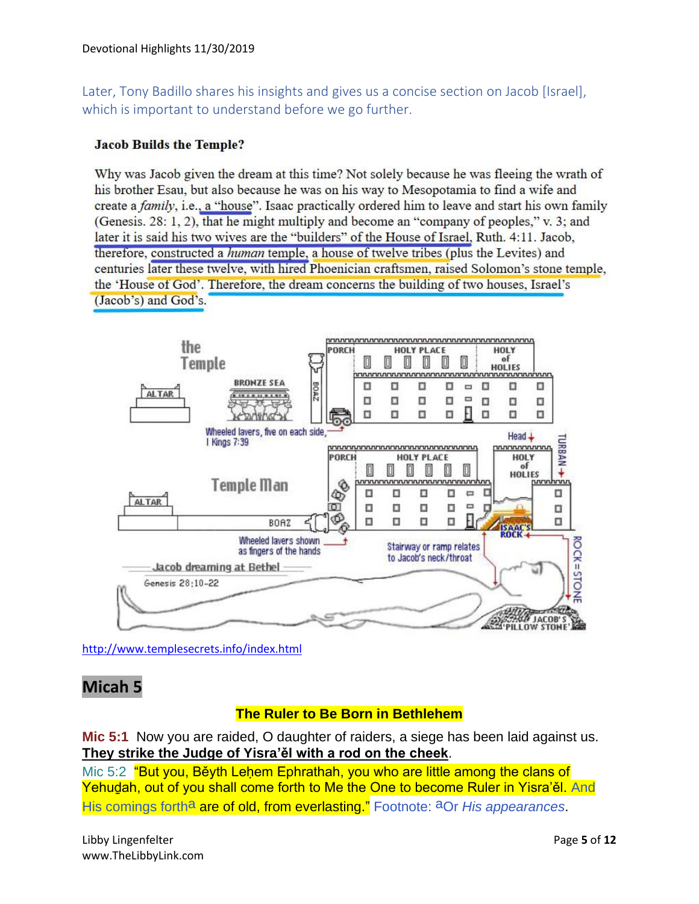Later, Tony Badillo shares his insights and gives us a concise section on Jacob [Israel], which is important to understand before we go further.

**Jacob Builds the Temple?**

Why was Jacob given the dream at this time? Not solely because he was fleeing the wrath of his brother Esau, but also because he was on his way to Mesopotamia to find a wife and create a *family*, i.e., a "house". Isaac practically ordered him to leave and start his own family (Genesis. 28: 1, 2), that he might multiply and become an "company of peoples," v. 3; and later it is said his two wives are the "builders" of the House of Israel, Ruth. 4:11. Jacob, therefore, constructed a *human* temple, a house of twelve tribes (plus the Levites) and centuries later these twelve, with hired Phoenician craftsmen, raised Solomon's stone temple, the 'House of God'. Therefore, the dream concerns the building of two houses, Israel's (Jacob's) and God's.

http://www.templesecrets.info/index.html

## Micah 5

**The Ruler to Be Born in Bethlehem**

**Mic 5:1** Now you are raided, O daughter of raiders, a siege has been laid against us. **They strike the Judge of Yisra'ěl with a rod on the cheek**.

Mic 5:2 "But you, Běyth Leḥem Ephrathah, you who are little among the clans of Yehuḏah, out of you shall come forth to Me the One to become Ruler in Yisra'ěl. And His comings forth[a] are of old, from everlasting." Footnote: [a]Or *His appearances*.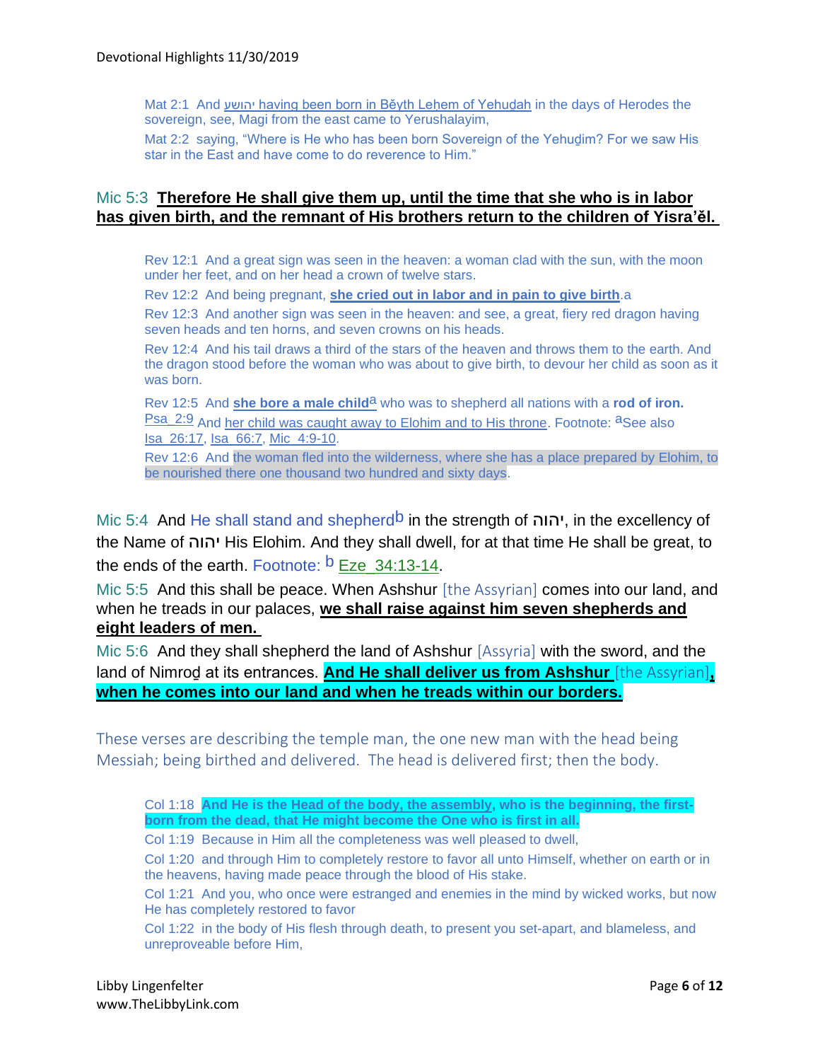Mat 2:1 And יהושע having been born in Běyth Leḥem of Yehuḏah in the days of Herodes the sovereign, see, Magi from the east came to Yerushalayim,

Mat 2:2 saying, "Where is He who has been born Sovereign of the Yehuḏim? For we saw His star in the East and have come to do reverence to Him."

Mic 5:3 **Therefore He shall give them up, until the time that she who is in labor has given birth, and the remnant of His brothers return to the children of Yisra'ěl.**

Rev 12:1 And a great sign was seen in the heaven: a woman clad with the sun, with the moon under her feet, and on her head a crown of twelve stars.

Rev 12:2 And being pregnant, **she cried out in labor and in pain to give birth**.a

Rev 12:3 And another sign was seen in the heaven: and see, a great, fiery red dragon having seven heads and ten horns, and seven crowns on his heads.

Rev 12:4 And his tail draws a third of the stars of the heaven and throws them to the earth. And the dragon stood before the woman who was about to give birth, to devour her child as soon as it was born.

Rev 12:5 And **she bore a male child**[a] who was to shepherd all nations with a **rod of iron.** Psa 2:9 And her child was caught away to Elohim and to His throne. Footnote: [a]See also Isa 26:17, Isa 66:7, Mic 4:9-10.

Rev 12:6 And the woman fled into the wilderness, where she has a place prepared by Elohim, to be nourished there one thousand two hundred and sixty days.

Mic 5:4 And He shall stand and shepherd[b] in the strength of יהוה, in the excellency of the Name of יהוה His Elohim. And they shall dwell, for at that time He shall be great, to the ends of the earth. Footnote: [b] Eze 34:13-14.

Mic 5:5 And this shall be peace. When Ashshur [the Assyrian] comes into our land, and when he treads in our palaces, **we shall raise against him seven shepherds and eight leaders of men.**

Mic 5:6 And they shall shepherd the land of Ashshur [Assyria] with the sword, and the land of Nimroḏ at its entrances. **And He shall deliver us from Ashshur [the Assyrian], when he comes into our land and when he treads within our borders.**

These verses are describing the temple man, the one new man with the head being Messiah; being birthed and delivered. The head is delivered first; then the body.

Col 1:18 **And He is the Head of the body, the assembly, who is the beginning, the first-born from the dead, that He might become the One who is first in all.**

Col 1:19 Because in Him all the completeness was well pleased to dwell,

Col 1:20 and through Him to completely restore to favor all unto Himself, whether on earth or in the heavens, having made peace through the blood of His stake.

Col 1:21 And you, who once were estranged and enemies in the mind by wicked works, but now He has completely restored to favor

Col 1:22 in the body of His flesh through death, to present you set-apart, and blameless, and unreproveable before Him,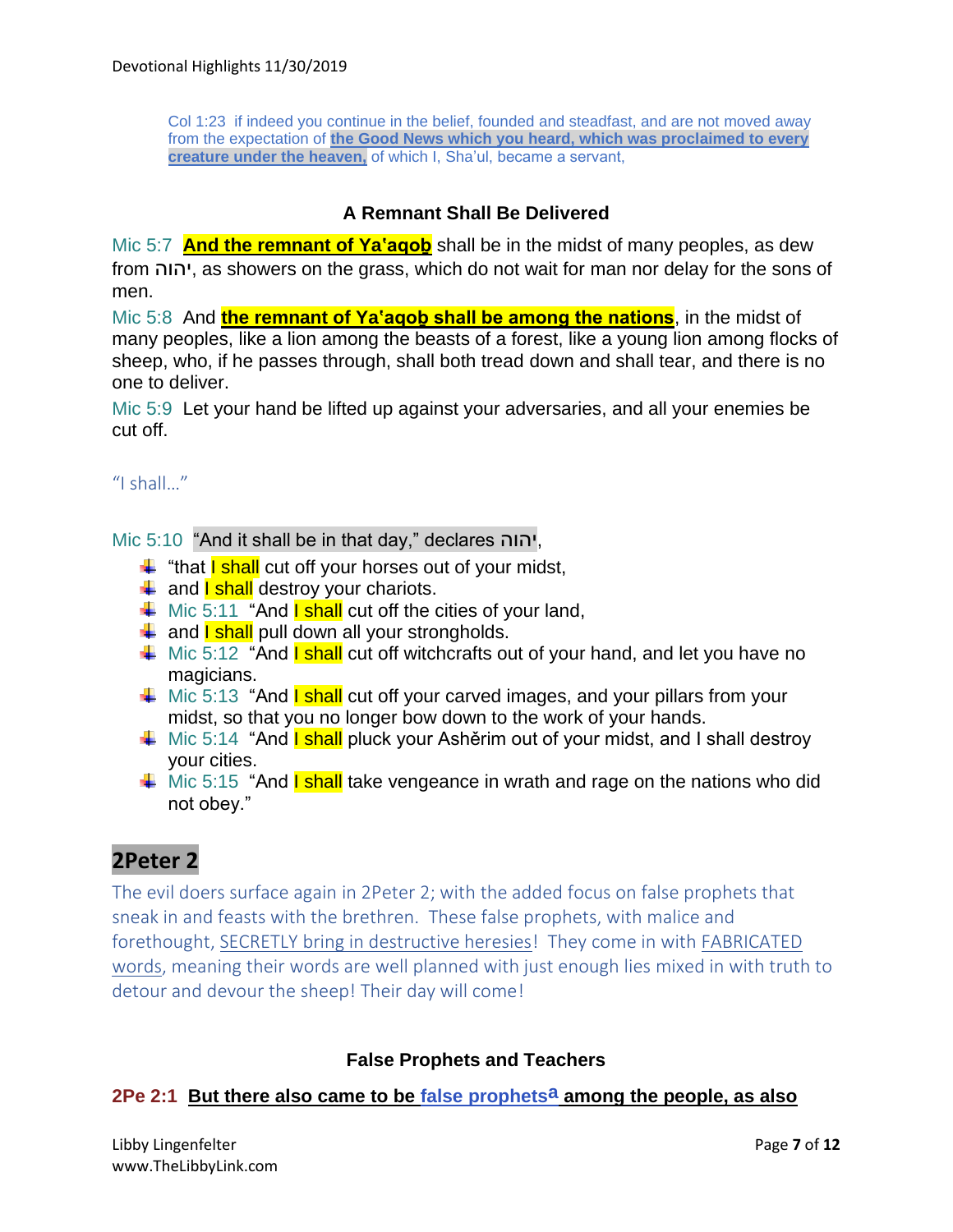Col 1:23 if indeed you continue in the belief, founded and steadfast, and are not moved away from the expectation of **the Good News which you heard, which was proclaimed to every creature under the heaven,** of which I, Sha'ul, became a servant,

### A Remnant Shall Be Delivered

Mic 5:7 **And the remnant of Ya'aqoḇ** shall be in the midst of many peoples, as dew from יהוה, as showers on the grass, which do not wait for man nor delay for the sons of men.

Mic 5:8 And **the remnant of Ya'aqoḇ shall be among the nations**, in the midst of many peoples, like a lion among the beasts of a forest, like a young lion among flocks of sheep, who, if he passes through, shall both tread down and shall tear, and there is no one to deliver.

Mic 5:9 Let your hand be lifted up against your adversaries, and all your enemies be cut off.

"I shall…"

Mic 5:10 "And it shall be in that day," declares יהוה,

- "that I shall cut off your horses out of your midst,
- and I shall destroy your chariots.
- Mic 5:11 "And I shall cut off the cities of your land,
- and I shall pull down all your strongholds.
- Mic 5:12 "And I shall cut off witchcrafts out of your hand, and let you have no magicians.
- Mic 5:13 "And I shall cut off your carved images, and your pillars from your midst, so that you no longer bow down to the work of your hands.
- Mic 5:14 "And I shall pluck your Ashěrim out of your midst, and I shall destroy your cities.
- Mic 5:15 "And I shall take vengeance in wrath and rage on the nations who did not obey."

## 2Peter 2

The evil doers surface again in 2Peter 2; with the added focus on false prophets that sneak in and feasts with the brethren. These false prophets, with malice and forethought, SECRETLY bring in destructive heresies! They come in with FABRICATED words, meaning their words are well planned with just enough lies mixed in with truth to detour and devour the sheep! Their day will come!

### False Prophets and Teachers

**2Pe 2:1 But there also came to be false prophets[a] among the people, as also**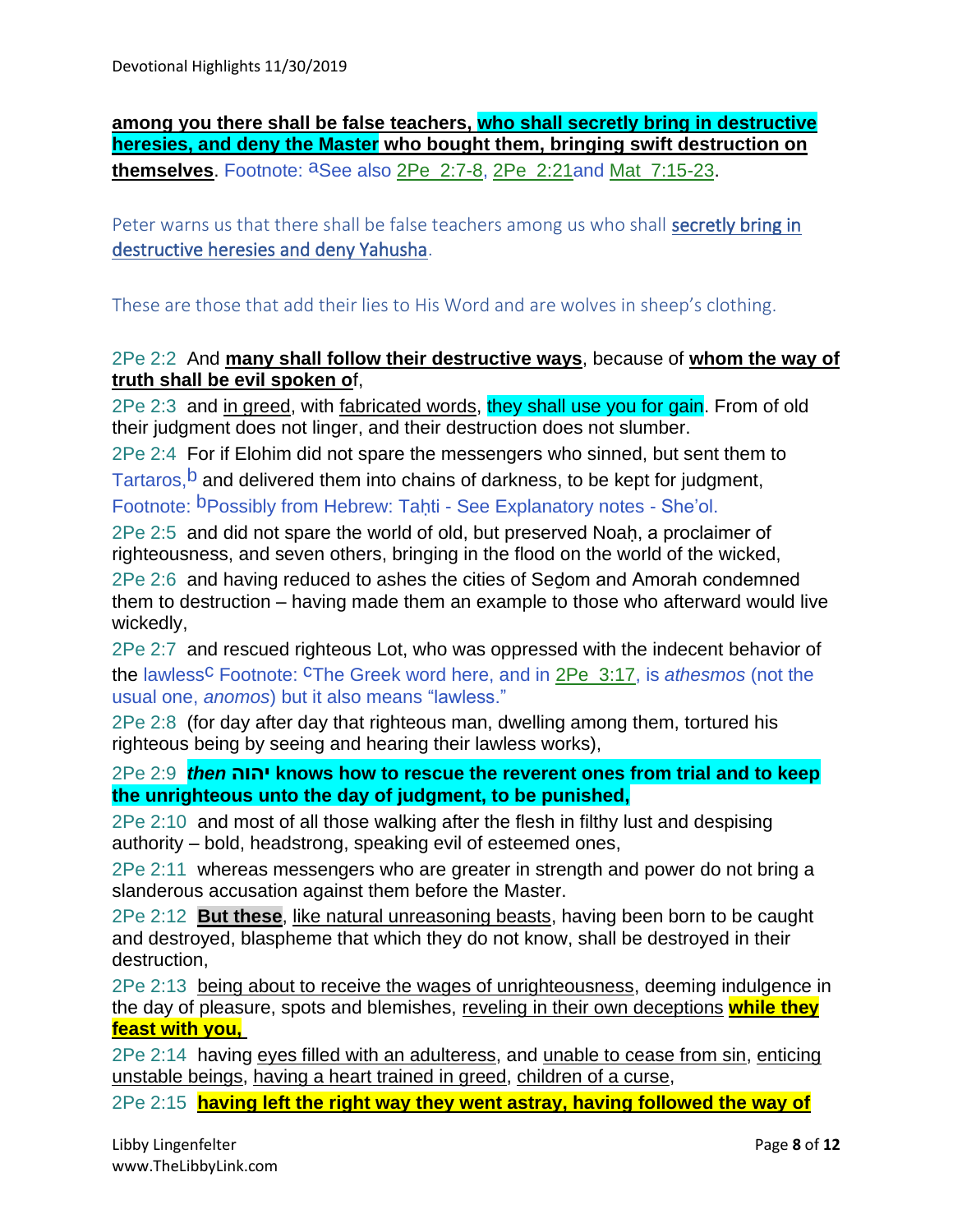**among you there shall be false teachers, who shall secretly bring in destructive heresies, and deny the Master who bought them, bringing swift destruction on themselves**. Footnote: [a]See also 2Pe 2:7-8, 2Pe 2:21and Mat 7:15-23.

Peter warns us that there shall be false teachers among us who shall secretly bring in destructive heresies and deny Yahusha.

These are those that add their lies to His Word and are wolves in sheep's clothing.

2Pe 2:2 And **many shall follow their destructive ways**, because of **whom the way of truth shall be evil spoken of**,

2Pe 2:3 and in greed, with fabricated words, they shall use you for gain. From of old their judgment does not linger, and their destruction does not slumber.

2Pe 2:4 For if Elohim did not spare the messengers who sinned, but sent them to Tartaros,[b] and delivered them into chains of darkness, to be kept for judgment,
Footnote: [b]Possibly from Hebrew: Taḥti - See Explanatory notes - She'ol.

2Pe 2:5 and did not spare the world of old, but preserved Noaḥ, a proclaimer of righteousness, and seven others, bringing in the flood on the world of the wicked,

2Pe 2:6 and having reduced to ashes the cities of Seḏom and Amorah condemned them to destruction – having made them an example to those who afterward would live wickedly,

2Pe 2:7 and rescued righteous Lot, who was oppressed with the indecent behavior of the lawless[c] Footnote: [c]The Greek word here, and in 2Pe 3:17, is *athesmos* (not the usual one, *anomos*) but it also means "lawless."

2Pe 2:8 (for day after day that righteous man, dwelling among them, tortured his righteous being by seeing and hearing their lawless works),

2Pe 2:9 ***then* יהוה knows how to rescue the reverent ones from trial and to keep the unrighteous unto the day of judgment, to be punished,**

2Pe 2:10 and most of all those walking after the flesh in filthy lust and despising authority – bold, headstrong, speaking evil of esteemed ones,

2Pe 2:11 whereas messengers who are greater in strength and power do not bring a slanderous accusation against them before the Master.

2Pe 2:12 **But these**, like natural unreasoning beasts, having been born to be caught and destroyed, blaspheme that which they do not know, shall be destroyed in their destruction,

2Pe 2:13 being about to receive the wages of unrighteousness, deeming indulgence in the day of pleasure, spots and blemishes, reveling in their own deceptions **while they feast with you,**

2Pe 2:14 having eyes filled with an adulteress, and unable to cease from sin, enticing unstable beings, having a heart trained in greed, children of a curse,

2Pe 2:15 **having left the right way they went astray, having followed the way of**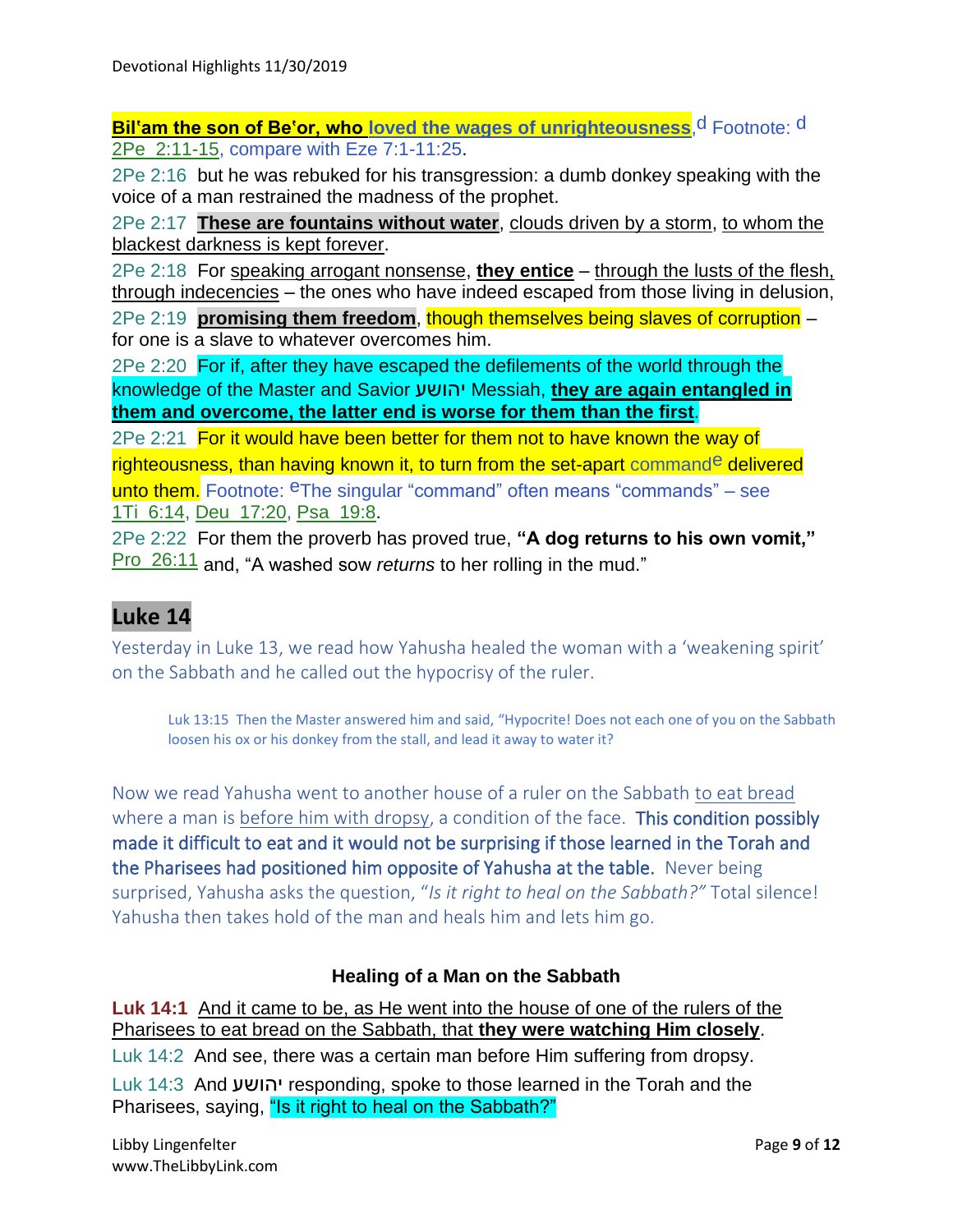**Bilʿam the son of Beʿor, who loved the wages of unrighteousness**,[d] Footnote: [d] 2Pe 2:11-15, compare with Eze 7:1-11:25.

2Pe 2:16 but he was rebuked for his transgression: a dumb donkey speaking with the voice of a man restrained the madness of the prophet.

2Pe 2:17 **These are fountains without water**, clouds driven by a storm, to whom the blackest darkness is kept forever.

2Pe 2:18 For speaking arrogant nonsense, **they entice** – through the lusts of the flesh, through indecencies – the ones who have indeed escaped from those living in delusion,

2Pe 2:19 **promising them freedom**, though themselves being slaves of corruption – for one is a slave to whatever overcomes him.

2Pe 2:20 For if, after they have escaped the defilements of the world through the knowledge of the Master and Savior יהושע Messiah, **they are again entangled in them and overcome, the latter end is worse for them than the first**.

2Pe 2:21 For it would have been better for them not to have known the way of righteousness, than having known it, to turn from the set-apart command[e] delivered unto them. Footnote: [e]The singular "command" often means "commands" – see 1Ti 6:14, Deu 17:20, Psa 19:8.

2Pe 2:22 For them the proverb has proved true, **"A dog returns to his own vomit,"** Pro 26:11 and, "A washed sow *returns* to her rolling in the mud."

## Luke 14

Yesterday in Luke 13, we read how Yahusha healed the woman with a 'weakening spirit' on the Sabbath and he called out the hypocrisy of the ruler.

> Luk 13:15 Then the Master answered him and said, "Hypocrite! Does not each one of you on the Sabbath loosen his ox or his donkey from the stall, and lead it away to water it?

Now we read Yahusha went to another house of a ruler on the Sabbath to eat bread where a man is before him with dropsy, a condition of the face. This condition possibly made it difficult to eat and it would not be surprising if those learned in the Torah and the Pharisees had positioned him opposite of Yahusha at the table. Never being surprised, Yahusha asks the question, "*Is it right to heal on the Sabbath?"* Total silence! Yahusha then takes hold of the man and heals him and lets him go.

### Healing of a Man on the Sabbath

**Luk 14:1** And it came to be, as He went into the house of one of the rulers of the Pharisees to eat bread on the Sabbath, that **they were watching Him closely**.

Luk 14:2 And see, there was a certain man before Him suffering from dropsy.

Luk 14:3 And יהושע responding, spoke to those learned in the Torah and the Pharisees, saying, "Is it right to heal on the Sabbath?"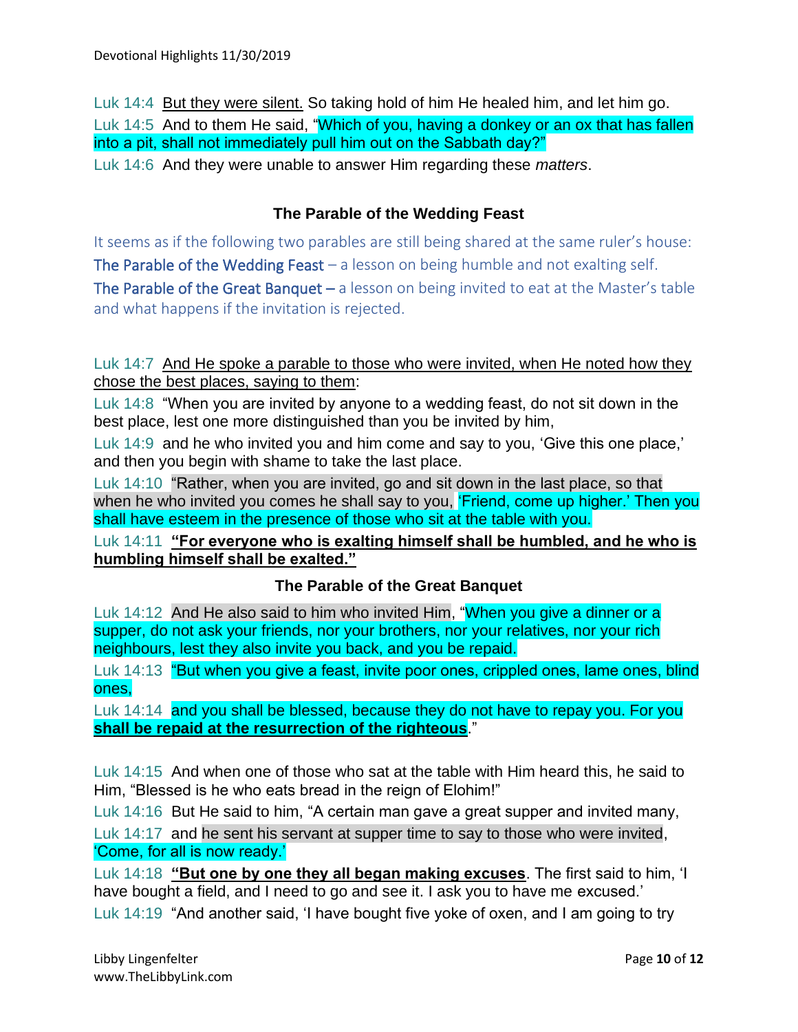Luk 14:4 But they were silent. So taking hold of him He healed him, and let him go.

Luk 14:5 And to them He said, "Which of you, having a donkey or an ox that has fallen into a pit, shall not immediately pull him out on the Sabbath day?"

Luk 14:6 And they were unable to answer Him regarding these *matters*.

### The Parable of the Wedding Feast

It seems as if the following two parables are still being shared at the same ruler's house:

The Parable of the Wedding Feast – a lesson on being humble and not exalting self.

The Parable of the Great Banquet – a lesson on being invited to eat at the Master's table and what happens if the invitation is rejected.

Luk 14:7 And He spoke a parable to those who were invited, when He noted how they chose the best places, saying to them:

Luk 14:8 "When you are invited by anyone to a wedding feast, do not sit down in the best place, lest one more distinguished than you be invited by him,

Luk 14:9 and he who invited you and him come and say to you, 'Give this one place,' and then you begin with shame to take the last place.

Luk 14:10 "Rather, when you are invited, go and sit down in the last place, so that when he who invited you comes he shall say to you, 'Friend, come up higher.' Then you shall have esteem in the presence of those who sit at the table with you.

Luk 14:11 **"For everyone who is exalting himself shall be humbled, and he who is humbling himself shall be exalted."**

### The Parable of the Great Banquet

Luk 14:12 And He also said to him who invited Him, "When you give a dinner or a supper, do not ask your friends, nor your brothers, nor your relatives, nor your rich neighbours, lest they also invite you back, and you be repaid.

Luk 14:13 "But when you give a feast, invite poor ones, crippled ones, lame ones, blind ones,

Luk 14:14 and you shall be blessed, because they do not have to repay you. For you **shall be repaid at the resurrection of the righteous**."

Luk 14:15 And when one of those who sat at the table with Him heard this, he said to Him, "Blessed is he who eats bread in the reign of Elohim!"

Luk 14:16 But He said to him, "A certain man gave a great supper and invited many,

Luk 14:17 and he sent his servant at supper time to say to those who were invited, 'Come, for all is now ready.'

Luk 14:18 **"But one by one they all began making excuses**. The first said to him, 'I have bought a field, and I need to go and see it. I ask you to have me excused.'

Luk 14:19 "And another said, 'I have bought five yoke of oxen, and I am going to try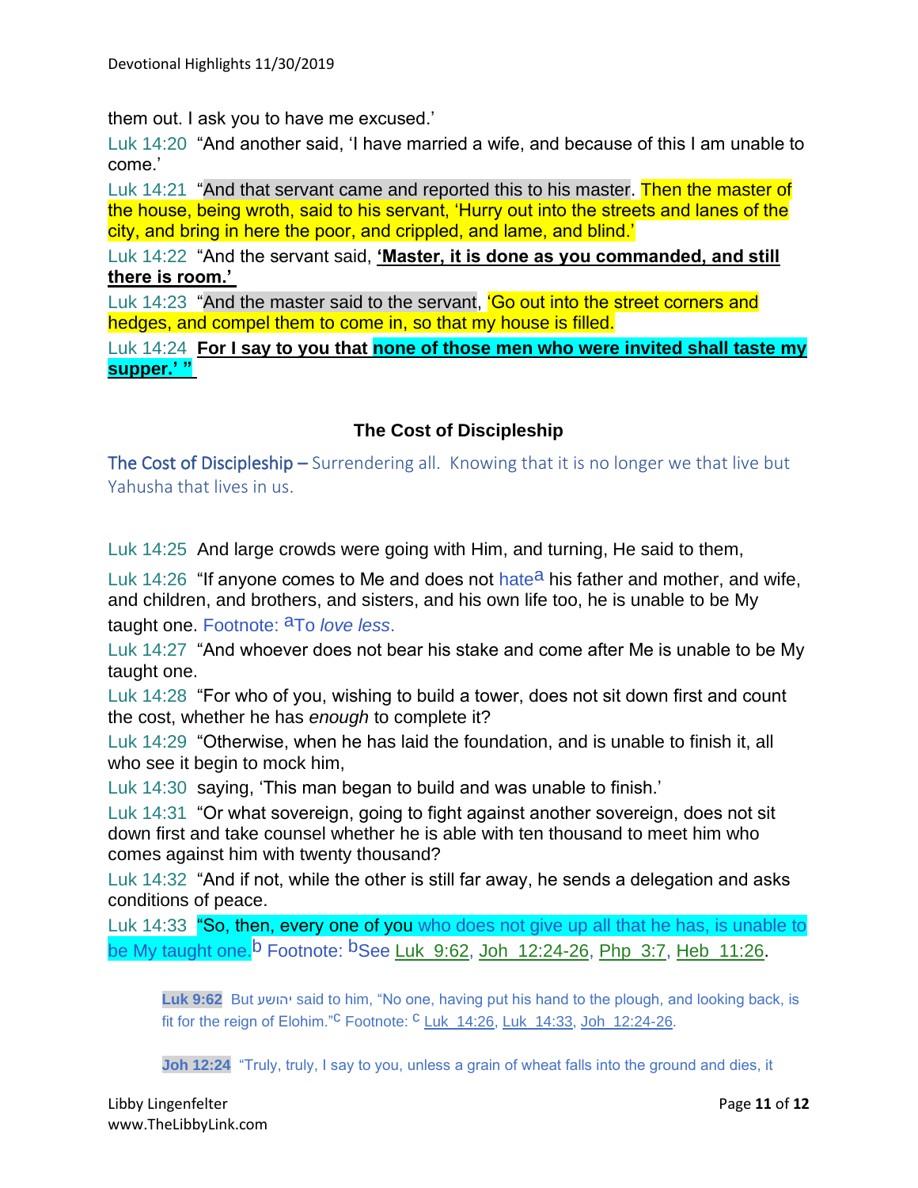them out. I ask you to have me excused.'

Luk 14:20 "And another said, 'I have married a wife, and because of this I am unable to come.'

Luk 14:21 "And that servant came and reported this to his master. Then the master of the house, being wroth, said to his servant, 'Hurry out into the streets and lanes of the city, and bring in here the poor, and crippled, and lame, and blind.'

Luk 14:22 "And the servant said, **'Master, it is done as you commanded, and still there is room.'**

Luk 14:23 "And the master said to the servant, 'Go out into the street corners and hedges, and compel them to come in, so that my house is filled.

Luk 14:24 **For I say to you that none of those men who were invited shall taste my supper.' "**

## The Cost of Discipleship

The Cost of Discipleship – Surrendering all. Knowing that it is no longer we that live but Yahusha that lives in us.

Luk 14:25 And large crowds were going with Him, and turning, He said to them,

Luk 14:26 "If anyone comes to Me and does not hate[a] his father and mother, and wife, and children, and brothers, and sisters, and his own life too, he is unable to be My taught one. Footnote: [a]To *love less*.

Luk 14:27 "And whoever does not bear his stake and come after Me is unable to be My taught one.

Luk 14:28 "For who of you, wishing to build a tower, does not sit down first and count the cost, whether he has *enough* to complete it?

Luk 14:29 "Otherwise, when he has laid the foundation, and is unable to finish it, all who see it begin to mock him,

Luk 14:30 saying, 'This man began to build and was unable to finish.'

Luk 14:31 "Or what sovereign, going to fight against another sovereign, does not sit down first and take counsel whether he is able with ten thousand to meet him who comes against him with twenty thousand?

Luk 14:32 "And if not, while the other is still far away, he sends a delegation and asks conditions of peace.

Luk 14:33 "So, then, every one of you who does not give up all that he has, is unable to be My taught one.[b] Footnote: [b]See Luk 9:62, Joh 12:24-26, Php 3:7, Heb 11:26.

> **Luk 9:62** But יהושע said to him, "No one, having put his hand to the plough, and looking back, is fit for the reign of Elohim."[c] Footnote: [c] Luk 14:26, Luk 14:33, Joh 12:24-26.
>
> **Joh 12:24** "Truly, truly, I say to you, unless a grain of wheat falls into the ground and dies, it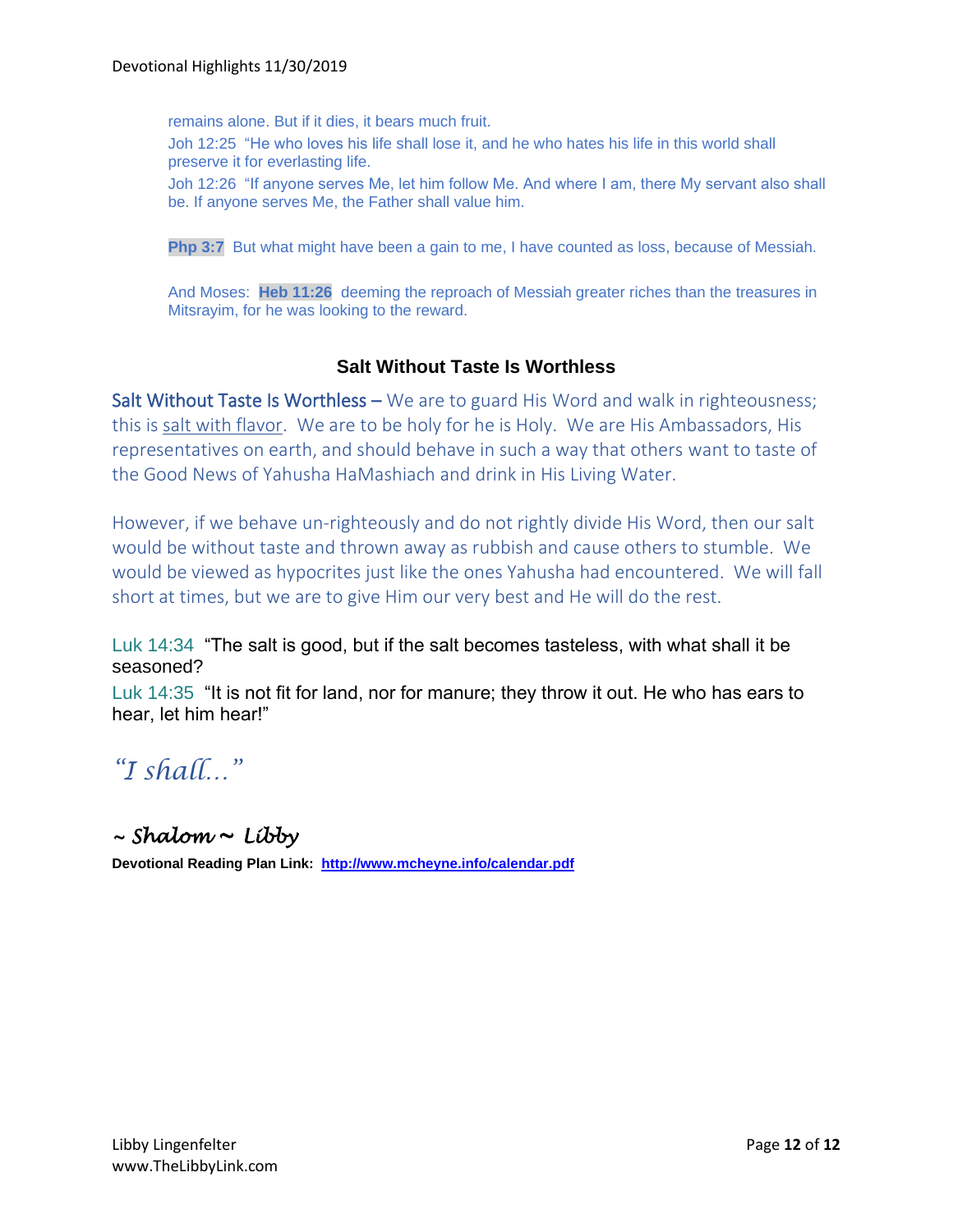remains alone. But if it dies, it bears much fruit.

Joh 12:25 "He who loves his life shall lose it, and he who hates his life in this world shall preserve it for everlasting life.

Joh 12:26 "If anyone serves Me, let him follow Me. And where I am, there My servant also shall be. If anyone serves Me, the Father shall value him.

**Php 3:7** But what might have been a gain to me, I have counted as loss, because of Messiah.

And Moses: **Heb 11:26** deeming the reproach of Messiah greater riches than the treasures in Mitsrayim, for he was looking to the reward.

### Salt Without Taste Is Worthless

Salt Without Taste Is Worthless – We are to guard His Word and walk in righteousness; this is salt with flavor. We are to be holy for he is Holy. We are His Ambassadors, His representatives on earth, and should behave in such a way that others want to taste of the Good News of Yahusha HaMashiach and drink in His Living Water.

However, if we behave un-righteously and do not rightly divide His Word, then our salt would be without taste and thrown away as rubbish and cause others to stumble. We would be viewed as hypocrites just like the ones Yahusha had encountered. We will fall short at times, but we are to give Him our very best and He will do the rest.

Luk 14:34 "The salt is good, but if the salt becomes tasteless, with what shall it be seasoned?

Luk 14:35 "It is not fit for land, nor for manure; they throw it out. He who has ears to hear, let him hear!"

*"I shall…"*

*~ Shalom ~ Libby*

**Devotional Reading Plan Link: [http://www.mcheyne.info/calendar.pdf](http://www.mcheyne.info/calendar.pdf)**